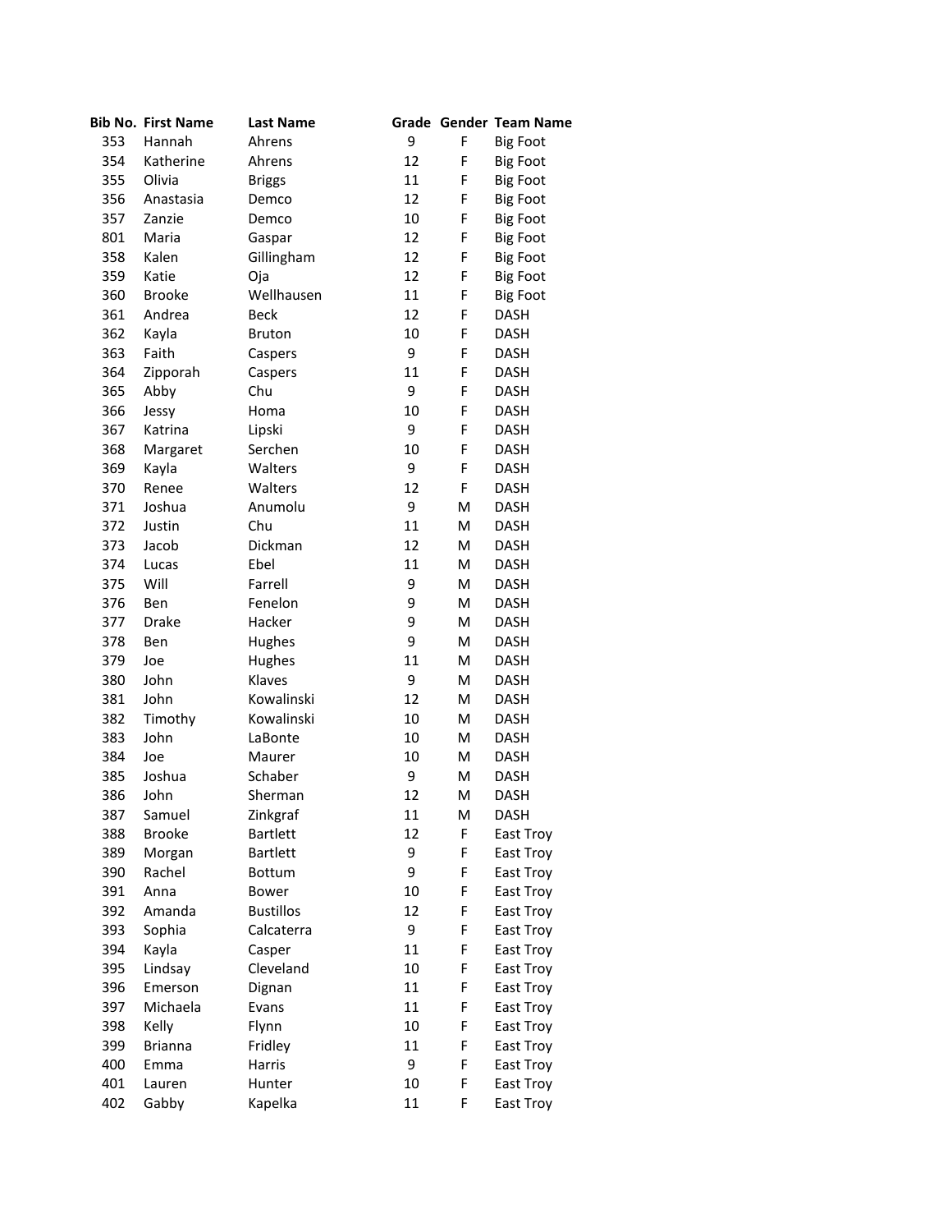| Bib No. | First Name | Last Name | Grade | Gender | Team Name |
|---|---|---|---|---|---|
| 353 | Hannah | Ahrens | 9 | F | Big Foot |
| 354 | Katherine | Ahrens | 12 | F | Big Foot |
| 355 | Olivia | Briggs | 11 | F | Big Foot |
| 356 | Anastasia | Demco | 12 | F | Big Foot |
| 357 | Zanzie | Demco | 10 | F | Big Foot |
| 801 | Maria | Gaspar | 12 | F | Big Foot |
| 358 | Kalen | Gillingham | 12 | F | Big Foot |
| 359 | Katie | Oja | 12 | F | Big Foot |
| 360 | Brooke | Wellhausen | 11 | F | Big Foot |
| 361 | Andrea | Beck | 12 | F | DASH |
| 362 | Kayla | Bruton | 10 | F | DASH |
| 363 | Faith | Caspers | 9 | F | DASH |
| 364 | Zipporah | Caspers | 11 | F | DASH |
| 365 | Abby | Chu | 9 | F | DASH |
| 366 | Jessy | Homa | 10 | F | DASH |
| 367 | Katrina | Lipski | 9 | F | DASH |
| 368 | Margaret | Serchen | 10 | F | DASH |
| 369 | Kayla | Walters | 9 | F | DASH |
| 370 | Renee | Walters | 12 | F | DASH |
| 371 | Joshua | Anumolu | 9 | M | DASH |
| 372 | Justin | Chu | 11 | M | DASH |
| 373 | Jacob | Dickman | 12 | M | DASH |
| 374 | Lucas | Ebel | 11 | M | DASH |
| 375 | Will | Farrell | 9 | M | DASH |
| 376 | Ben | Fenelon | 9 | M | DASH |
| 377 | Drake | Hacker | 9 | M | DASH |
| 378 | Ben | Hughes | 9 | M | DASH |
| 379 | Joe | Hughes | 11 | M | DASH |
| 380 | John | Klaves | 9 | M | DASH |
| 381 | John | Kowalinski | 12 | M | DASH |
| 382 | Timothy | Kowalinski | 10 | M | DASH |
| 383 | John | LaBonte | 10 | M | DASH |
| 384 | Joe | Maurer | 10 | M | DASH |
| 385 | Joshua | Schaber | 9 | M | DASH |
| 386 | John | Sherman | 12 | M | DASH |
| 387 | Samuel | Zinkgraf | 11 | M | DASH |
| 388 | Brooke | Bartlett | 12 | F | East Troy |
| 389 | Morgan | Bartlett | 9 | F | East Troy |
| 390 | Rachel | Bottum | 9 | F | East Troy |
| 391 | Anna | Bower | 10 | F | East Troy |
| 392 | Amanda | Bustillos | 12 | F | East Troy |
| 393 | Sophia | Calcaterra | 9 | F | East Troy |
| 394 | Kayla | Casper | 11 | F | East Troy |
| 395 | Lindsay | Cleveland | 10 | F | East Troy |
| 396 | Emerson | Dignan | 11 | F | East Troy |
| 397 | Michaela | Evans | 11 | F | East Troy |
| 398 | Kelly | Flynn | 10 | F | East Troy |
| 399 | Brianna | Fridley | 11 | F | East Troy |
| 400 | Emma | Harris | 9 | F | East Troy |
| 401 | Lauren | Hunter | 10 | F | East Troy |
| 402 | Gabby | Kapelka | 11 | F | East Troy |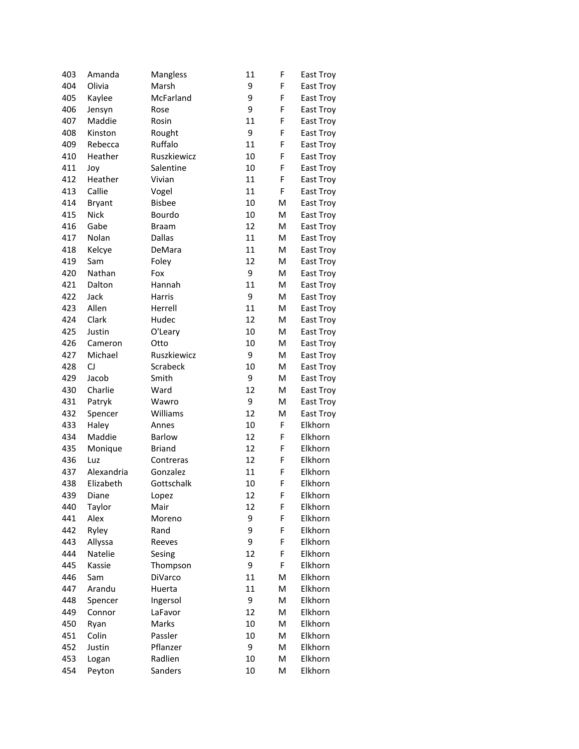| | | | | | |
|---|---|---|---|---|---|
| 403 | Amanda | Mangless | 11 | F | East Troy |
| 404 | Olivia | Marsh | 9 | F | East Troy |
| 405 | Kaylee | McFarland | 9 | F | East Troy |
| 406 | Jensyn | Rose | 9 | F | East Troy |
| 407 | Maddie | Rosin | 11 | F | East Troy |
| 408 | Kinston | Rought | 9 | F | East Troy |
| 409 | Rebecca | Ruffalo | 11 | F | East Troy |
| 410 | Heather | Ruszkiewicz | 10 | F | East Troy |
| 411 | Joy | Salentine | 10 | F | East Troy |
| 412 | Heather | Vivian | 11 | F | East Troy |
| 413 | Callie | Vogel | 11 | F | East Troy |
| 414 | Bryant | Bisbee | 10 | M | East Troy |
| 415 | Nick | Bourdo | 10 | M | East Troy |
| 416 | Gabe | Braam | 12 | M | East Troy |
| 417 | Nolan | Dallas | 11 | M | East Troy |
| 418 | Kelcye | DeMara | 11 | M | East Troy |
| 419 | Sam | Foley | 12 | M | East Troy |
| 420 | Nathan | Fox | 9 | M | East Troy |
| 421 | Dalton | Hannah | 11 | M | East Troy |
| 422 | Jack | Harris | 9 | M | East Troy |
| 423 | Allen | Herrell | 11 | M | East Troy |
| 424 | Clark | Hudec | 12 | M | East Troy |
| 425 | Justin | O'Leary | 10 | M | East Troy |
| 426 | Cameron | Otto | 10 | M | East Troy |
| 427 | Michael | Ruszkiewicz | 9 | M | East Troy |
| 428 | CJ | Scrabeck | 10 | M | East Troy |
| 429 | Jacob | Smith | 9 | M | East Troy |
| 430 | Charlie | Ward | 12 | M | East Troy |
| 431 | Patryk | Wawro | 9 | M | East Troy |
| 432 | Spencer | Williams | 12 | M | East Troy |
| 433 | Haley | Annes | 10 | F | Elkhorn |
| 434 | Maddie | Barlow | 12 | F | Elkhorn |
| 435 | Monique | Briand | 12 | F | Elkhorn |
| 436 | Luz | Contreras | 12 | F | Elkhorn |
| 437 | Alexandria | Gonzalez | 11 | F | Elkhorn |
| 438 | Elizabeth | Gottschalk | 10 | F | Elkhorn |
| 439 | Diane | Lopez | 12 | F | Elkhorn |
| 440 | Taylor | Mair | 12 | F | Elkhorn |
| 441 | Alex | Moreno | 9 | F | Elkhorn |
| 442 | Ryley | Rand | 9 | F | Elkhorn |
| 443 | Allyssa | Reeves | 9 | F | Elkhorn |
| 444 | Natelie | Sesing | 12 | F | Elkhorn |
| 445 | Kassie | Thompson | 9 | F | Elkhorn |
| 446 | Sam | DiVarco | 11 | M | Elkhorn |
| 447 | Arandu | Huerta | 11 | M | Elkhorn |
| 448 | Spencer | Ingersol | 9 | M | Elkhorn |
| 449 | Connor | LaFavor | 12 | M | Elkhorn |
| 450 | Ryan | Marks | 10 | M | Elkhorn |
| 451 | Colin | Passler | 10 | M | Elkhorn |
| 452 | Justin | Pflanzer | 9 | M | Elkhorn |
| 453 | Logan | Radlien | 10 | M | Elkhorn |
| 454 | Peyton | Sanders | 10 | M | Elkhorn |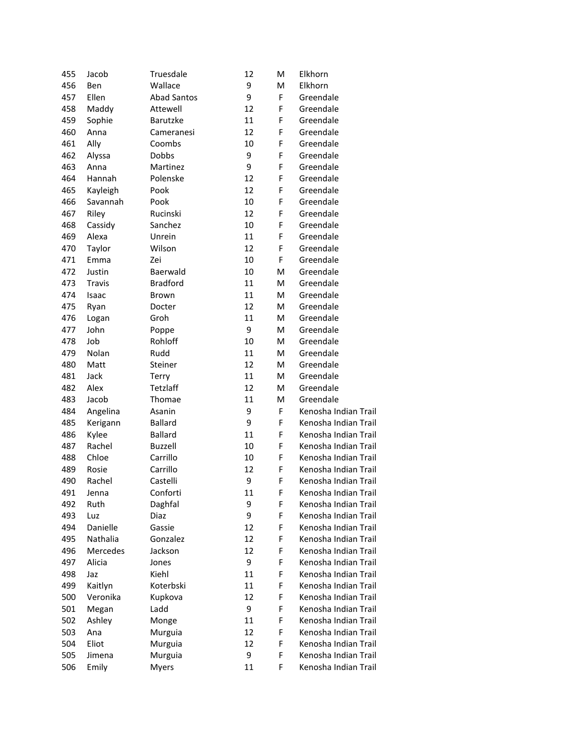| | | | | | |
|---|---|---|---|---|---|
| 455 | Jacob | Truesdale | 12 | M | Elkhorn |
| 456 | Ben | Wallace | 9 | M | Elkhorn |
| 457 | Ellen | Abad Santos | 9 | F | Greendale |
| 458 | Maddy | Attewell | 12 | F | Greendale |
| 459 | Sophie | Barutzke | 11 | F | Greendale |
| 460 | Anna | Cameranesi | 12 | F | Greendale |
| 461 | Ally | Coombs | 10 | F | Greendale |
| 462 | Alyssa | Dobbs | 9 | F | Greendale |
| 463 | Anna | Martinez | 9 | F | Greendale |
| 464 | Hannah | Polenske | 12 | F | Greendale |
| 465 | Kayleigh | Pook | 12 | F | Greendale |
| 466 | Savannah | Pook | 10 | F | Greendale |
| 467 | Riley | Rucinski | 12 | F | Greendale |
| 468 | Cassidy | Sanchez | 10 | F | Greendale |
| 469 | Alexa | Unrein | 11 | F | Greendale |
| 470 | Taylor | Wilson | 12 | F | Greendale |
| 471 | Emma | Zei | 10 | F | Greendale |
| 472 | Justin | Baerwald | 10 | M | Greendale |
| 473 | Travis | Bradford | 11 | M | Greendale |
| 474 | Isaac | Brown | 11 | M | Greendale |
| 475 | Ryan | Docter | 12 | M | Greendale |
| 476 | Logan | Groh | 11 | M | Greendale |
| 477 | John | Poppe | 9 | M | Greendale |
| 478 | Job | Rohloff | 10 | M | Greendale |
| 479 | Nolan | Rudd | 11 | M | Greendale |
| 480 | Matt | Steiner | 12 | M | Greendale |
| 481 | Jack | Terry | 11 | M | Greendale |
| 482 | Alex | Tetzlaff | 12 | M | Greendale |
| 483 | Jacob | Thomae | 11 | M | Greendale |
| 484 | Angelina | Asanin | 9 | F | Kenosha Indian Trail |
| 485 | Kerigann | Ballard | 9 | F | Kenosha Indian Trail |
| 486 | Kylee | Ballard | 11 | F | Kenosha Indian Trail |
| 487 | Rachel | Buzzell | 10 | F | Kenosha Indian Trail |
| 488 | Chloe | Carrillo | 10 | F | Kenosha Indian Trail |
| 489 | Rosie | Carrillo | 12 | F | Kenosha Indian Trail |
| 490 | Rachel | Castelli | 9 | F | Kenosha Indian Trail |
| 491 | Jenna | Conforti | 11 | F | Kenosha Indian Trail |
| 492 | Ruth | Daghfal | 9 | F | Kenosha Indian Trail |
| 493 | Luz | Diaz | 9 | F | Kenosha Indian Trail |
| 494 | Danielle | Gassie | 12 | F | Kenosha Indian Trail |
| 495 | Nathalia | Gonzalez | 12 | F | Kenosha Indian Trail |
| 496 | Mercedes | Jackson | 12 | F | Kenosha Indian Trail |
| 497 | Alicia | Jones | 9 | F | Kenosha Indian Trail |
| 498 | Jaz | Kiehl | 11 | F | Kenosha Indian Trail |
| 499 | Kaitlyn | Koterbski | 11 | F | Kenosha Indian Trail |
| 500 | Veronika | Kupkova | 12 | F | Kenosha Indian Trail |
| 501 | Megan | Ladd | 9 | F | Kenosha Indian Trail |
| 502 | Ashley | Monge | 11 | F | Kenosha Indian Trail |
| 503 | Ana | Murguia | 12 | F | Kenosha Indian Trail |
| 504 | Eliot | Murguia | 12 | F | Kenosha Indian Trail |
| 505 | Jimena | Murguia | 9 | F | Kenosha Indian Trail |
| 506 | Emily | Myers | 11 | F | Kenosha Indian Trail |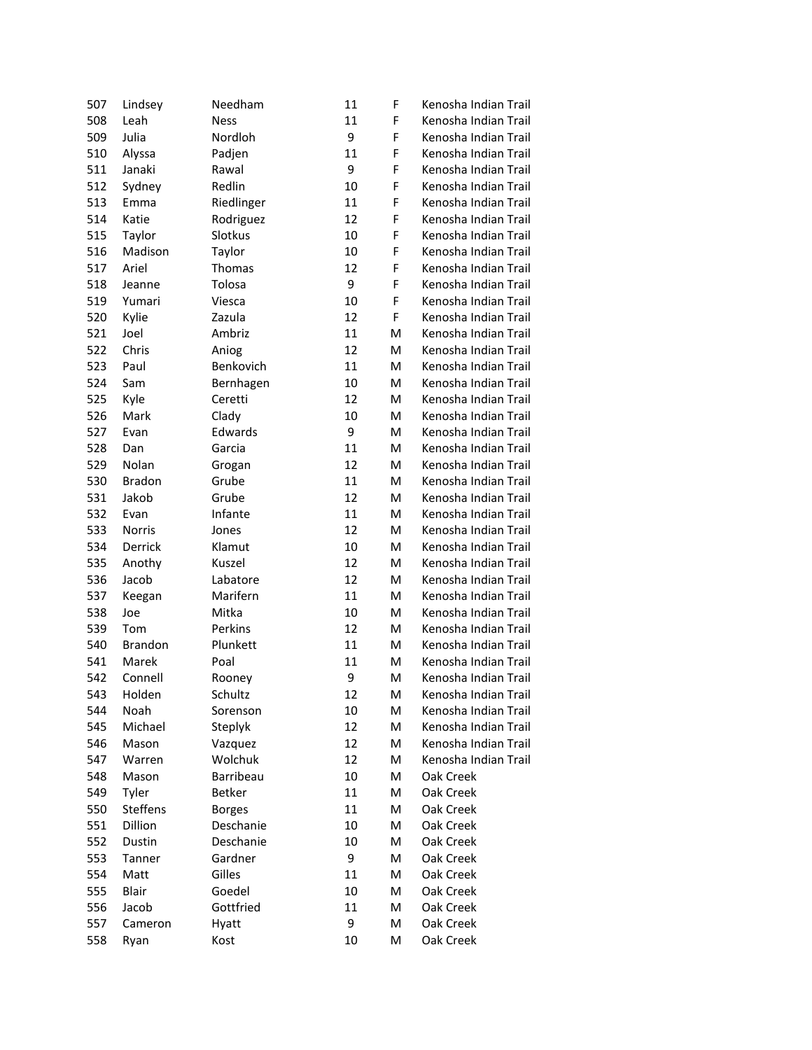| | | | | | |
|---|---|---|---|---|---|
| 507 | Lindsey | Needham | 11 | F | Kenosha Indian Trail |
| 508 | Leah | Ness | 11 | F | Kenosha Indian Trail |
| 509 | Julia | Nordloh | 9 | F | Kenosha Indian Trail |
| 510 | Alyssa | Padjen | 11 | F | Kenosha Indian Trail |
| 511 | Janaki | Rawal | 9 | F | Kenosha Indian Trail |
| 512 | Sydney | Redlin | 10 | F | Kenosha Indian Trail |
| 513 | Emma | Riedlinger | 11 | F | Kenosha Indian Trail |
| 514 | Katie | Rodriguez | 12 | F | Kenosha Indian Trail |
| 515 | Taylor | Slotkus | 10 | F | Kenosha Indian Trail |
| 516 | Madison | Taylor | 10 | F | Kenosha Indian Trail |
| 517 | Ariel | Thomas | 12 | F | Kenosha Indian Trail |
| 518 | Jeanne | Tolosa | 9 | F | Kenosha Indian Trail |
| 519 | Yumari | Viesca | 10 | F | Kenosha Indian Trail |
| 520 | Kylie | Zazula | 12 | F | Kenosha Indian Trail |
| 521 | Joel | Ambriz | 11 | M | Kenosha Indian Trail |
| 522 | Chris | Aniog | 12 | M | Kenosha Indian Trail |
| 523 | Paul | Benkovich | 11 | M | Kenosha Indian Trail |
| 524 | Sam | Bernhagen | 10 | M | Kenosha Indian Trail |
| 525 | Kyle | Ceretti | 12 | M | Kenosha Indian Trail |
| 526 | Mark | Clady | 10 | M | Kenosha Indian Trail |
| 527 | Evan | Edwards | 9 | M | Kenosha Indian Trail |
| 528 | Dan | Garcia | 11 | M | Kenosha Indian Trail |
| 529 | Nolan | Grogan | 12 | M | Kenosha Indian Trail |
| 530 | Bradon | Grube | 11 | M | Kenosha Indian Trail |
| 531 | Jakob | Grube | 12 | M | Kenosha Indian Trail |
| 532 | Evan | Infante | 11 | M | Kenosha Indian Trail |
| 533 | Norris | Jones | 12 | M | Kenosha Indian Trail |
| 534 | Derrick | Klamut | 10 | M | Kenosha Indian Trail |
| 535 | Anothy | Kuszel | 12 | M | Kenosha Indian Trail |
| 536 | Jacob | Labatore | 12 | M | Kenosha Indian Trail |
| 537 | Keegan | Marifern | 11 | M | Kenosha Indian Trail |
| 538 | Joe | Mitka | 10 | M | Kenosha Indian Trail |
| 539 | Tom | Perkins | 12 | M | Kenosha Indian Trail |
| 540 | Brandon | Plunkett | 11 | M | Kenosha Indian Trail |
| 541 | Marek | Poal | 11 | M | Kenosha Indian Trail |
| 542 | Connell | Rooney | 9 | M | Kenosha Indian Trail |
| 543 | Holden | Schultz | 12 | M | Kenosha Indian Trail |
| 544 | Noah | Sorenson | 10 | M | Kenosha Indian Trail |
| 545 | Michael | Steplyk | 12 | M | Kenosha Indian Trail |
| 546 | Mason | Vazquez | 12 | M | Kenosha Indian Trail |
| 547 | Warren | Wolchuk | 12 | M | Kenosha Indian Trail |
| 548 | Mason | Barribeau | 10 | M | Oak Creek |
| 549 | Tyler | Betker | 11 | M | Oak Creek |
| 550 | Steffens | Borges | 11 | M | Oak Creek |
| 551 | Dillion | Deschanie | 10 | M | Oak Creek |
| 552 | Dustin | Deschanie | 10 | M | Oak Creek |
| 553 | Tanner | Gardner | 9 | M | Oak Creek |
| 554 | Matt | Gilles | 11 | M | Oak Creek |
| 555 | Blair | Goedel | 10 | M | Oak Creek |
| 556 | Jacob | Gottfried | 11 | M | Oak Creek |
| 557 | Cameron | Hyatt | 9 | M | Oak Creek |
| 558 | Ryan | Kost | 10 | M | Oak Creek |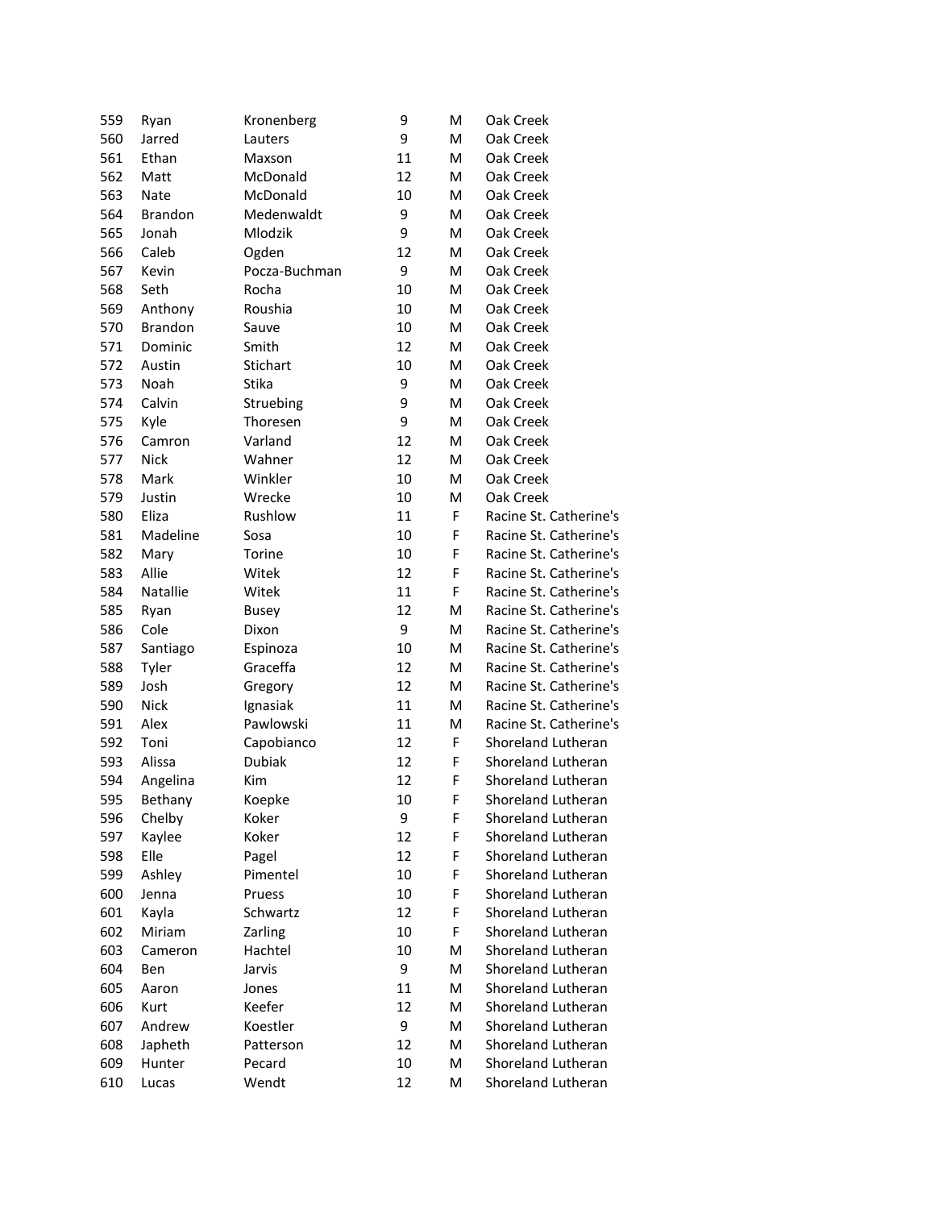| | | | | | |
|---|---|---|---|---|---|
| 559 | Ryan | Kronenberg | 9 | M | Oak Creek |
| 560 | Jarred | Lauters | 9 | M | Oak Creek |
| 561 | Ethan | Maxson | 11 | M | Oak Creek |
| 562 | Matt | McDonald | 12 | M | Oak Creek |
| 563 | Nate | McDonald | 10 | M | Oak Creek |
| 564 | Brandon | Medenwaldt | 9 | M | Oak Creek |
| 565 | Jonah | Mlodzik | 9 | M | Oak Creek |
| 566 | Caleb | Ogden | 12 | M | Oak Creek |
| 567 | Kevin | Pocza-Buchman | 9 | M | Oak Creek |
| 568 | Seth | Rocha | 10 | M | Oak Creek |
| 569 | Anthony | Roushia | 10 | M | Oak Creek |
| 570 | Brandon | Sauve | 10 | M | Oak Creek |
| 571 | Dominic | Smith | 12 | M | Oak Creek |
| 572 | Austin | Stichart | 10 | M | Oak Creek |
| 573 | Noah | Stika | 9 | M | Oak Creek |
| 574 | Calvin | Struebing | 9 | M | Oak Creek |
| 575 | Kyle | Thoresen | 9 | M | Oak Creek |
| 576 | Camron | Varland | 12 | M | Oak Creek |
| 577 | Nick | Wahner | 12 | M | Oak Creek |
| 578 | Mark | Winkler | 10 | M | Oak Creek |
| 579 | Justin | Wrecke | 10 | M | Oak Creek |
| 580 | Eliza | Rushlow | 11 | F | Racine St. Catherine's |
| 581 | Madeline | Sosa | 10 | F | Racine St. Catherine's |
| 582 | Mary | Torine | 10 | F | Racine St. Catherine's |
| 583 | Allie | Witek | 12 | F | Racine St. Catherine's |
| 584 | Natallie | Witek | 11 | F | Racine St. Catherine's |
| 585 | Ryan | Busey | 12 | M | Racine St. Catherine's |
| 586 | Cole | Dixon | 9 | M | Racine St. Catherine's |
| 587 | Santiago | Espinoza | 10 | M | Racine St. Catherine's |
| 588 | Tyler | Graceffa | 12 | M | Racine St. Catherine's |
| 589 | Josh | Gregory | 12 | M | Racine St. Catherine's |
| 590 | Nick | Ignasiak | 11 | M | Racine St. Catherine's |
| 591 | Alex | Pawlowski | 11 | M | Racine St. Catherine's |
| 592 | Toni | Capobianco | 12 | F | Shoreland Lutheran |
| 593 | Alissa | Dubiak | 12 | F | Shoreland Lutheran |
| 594 | Angelina | Kim | 12 | F | Shoreland Lutheran |
| 595 | Bethany | Koepke | 10 | F | Shoreland Lutheran |
| 596 | Chelby | Koker | 9 | F | Shoreland Lutheran |
| 597 | Kaylee | Koker | 12 | F | Shoreland Lutheran |
| 598 | Elle | Pagel | 12 | F | Shoreland Lutheran |
| 599 | Ashley | Pimentel | 10 | F | Shoreland Lutheran |
| 600 | Jenna | Pruess | 10 | F | Shoreland Lutheran |
| 601 | Kayla | Schwartz | 12 | F | Shoreland Lutheran |
| 602 | Miriam | Zarling | 10 | F | Shoreland Lutheran |
| 603 | Cameron | Hachtel | 10 | M | Shoreland Lutheran |
| 604 | Ben | Jarvis | 9 | M | Shoreland Lutheran |
| 605 | Aaron | Jones | 11 | M | Shoreland Lutheran |
| 606 | Kurt | Keefer | 12 | M | Shoreland Lutheran |
| 607 | Andrew | Koestler | 9 | M | Shoreland Lutheran |
| 608 | Japheth | Patterson | 12 | M | Shoreland Lutheran |
| 609 | Hunter | Pecard | 10 | M | Shoreland Lutheran |
| 610 | Lucas | Wendt | 12 | M | Shoreland Lutheran |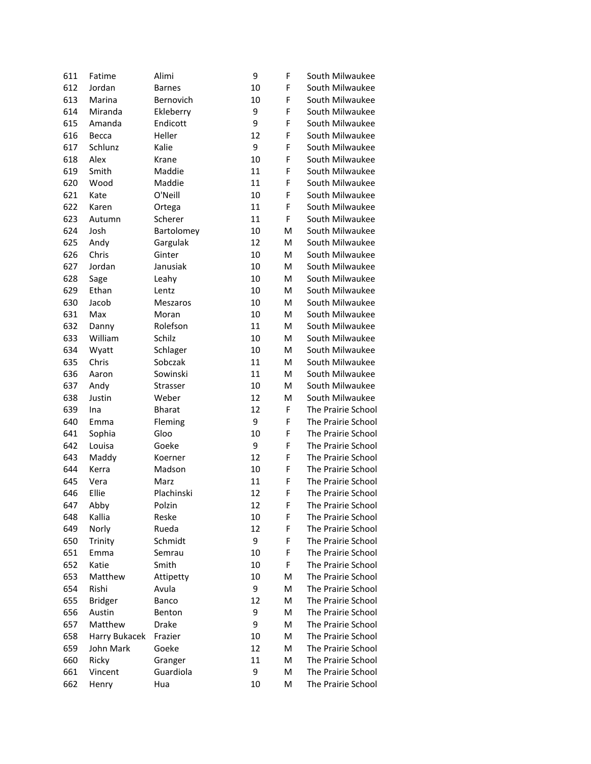| | | | | | |
|---|---|---|---|---|---|
| 611 | Fatime | Alimi | 9 | F | South Milwaukee |
| 612 | Jordan | Barnes | 10 | F | South Milwaukee |
| 613 | Marina | Bernovich | 10 | F | South Milwaukee |
| 614 | Miranda | Ekleberry | 9 | F | South Milwaukee |
| 615 | Amanda | Endicott | 9 | F | South Milwaukee |
| 616 | Becca | Heller | 12 | F | South Milwaukee |
| 617 | Schlunz | Kalie | 9 | F | South Milwaukee |
| 618 | Alex | Krane | 10 | F | South Milwaukee |
| 619 | Smith | Maddie | 11 | F | South Milwaukee |
| 620 | Wood | Maddie | 11 | F | South Milwaukee |
| 621 | Kate | O'Neill | 10 | F | South Milwaukee |
| 622 | Karen | Ortega | 11 | F | South Milwaukee |
| 623 | Autumn | Scherer | 11 | F | South Milwaukee |
| 624 | Josh | Bartolomey | 10 | M | South Milwaukee |
| 625 | Andy | Gargulak | 12 | M | South Milwaukee |
| 626 | Chris | Ginter | 10 | M | South Milwaukee |
| 627 | Jordan | Janusiak | 10 | M | South Milwaukee |
| 628 | Sage | Leahy | 10 | M | South Milwaukee |
| 629 | Ethan | Lentz | 10 | M | South Milwaukee |
| 630 | Jacob | Meszaros | 10 | M | South Milwaukee |
| 631 | Max | Moran | 10 | M | South Milwaukee |
| 632 | Danny | Rolefson | 11 | M | South Milwaukee |
| 633 | William | Schilz | 10 | M | South Milwaukee |
| 634 | Wyatt | Schlager | 10 | M | South Milwaukee |
| 635 | Chris | Sobczak | 11 | M | South Milwaukee |
| 636 | Aaron | Sowinski | 11 | M | South Milwaukee |
| 637 | Andy | Strasser | 10 | M | South Milwaukee |
| 638 | Justin | Weber | 12 | M | South Milwaukee |
| 639 | Ina | Bharat | 12 | F | The Prairie School |
| 640 | Emma | Fleming | 9 | F | The Prairie School |
| 641 | Sophia | Gloo | 10 | F | The Prairie School |
| 642 | Louisa | Goeke | 9 | F | The Prairie School |
| 643 | Maddy | Koerner | 12 | F | The Prairie School |
| 644 | Kerra | Madson | 10 | F | The Prairie School |
| 645 | Vera | Marz | 11 | F | The Prairie School |
| 646 | Ellie | Plachinski | 12 | F | The Prairie School |
| 647 | Abby | Polzin | 12 | F | The Prairie School |
| 648 | Kallia | Reske | 10 | F | The Prairie School |
| 649 | Norly | Rueda | 12 | F | The Prairie School |
| 650 | Trinity | Schmidt | 9 | F | The Prairie School |
| 651 | Emma | Semrau | 10 | F | The Prairie School |
| 652 | Katie | Smith | 10 | F | The Prairie School |
| 653 | Matthew | Attipetty | 10 | M | The Prairie School |
| 654 | Rishi | Avula | 9 | M | The Prairie School |
| 655 | Bridger | Banco | 12 | M | The Prairie School |
| 656 | Austin | Benton | 9 | M | The Prairie School |
| 657 | Matthew | Drake | 9 | M | The Prairie School |
| 658 | Harry Bukacek | Frazier | 10 | M | The Prairie School |
| 659 | John Mark | Goeke | 12 | M | The Prairie School |
| 660 | Ricky | Granger | 11 | M | The Prairie School |
| 661 | Vincent | Guardiola | 9 | M | The Prairie School |
| 662 | Henry | Hua | 10 | M | The Prairie School |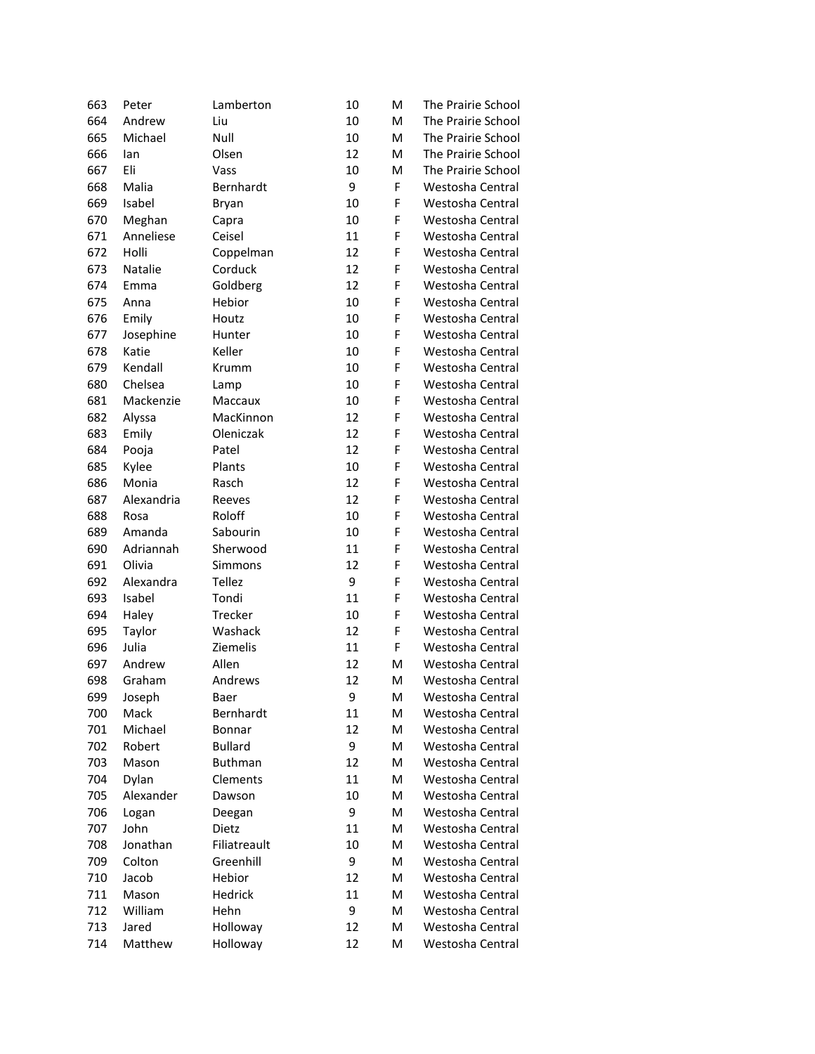| | | | | | |
|---|---|---|---|---|---|
| 663 | Peter | Lamberton | 10 | M | The Prairie School |
| 664 | Andrew | Liu | 10 | M | The Prairie School |
| 665 | Michael | Null | 10 | M | The Prairie School |
| 666 | Ian | Olsen | 12 | M | The Prairie School |
| 667 | Eli | Vass | 10 | M | The Prairie School |
| 668 | Malia | Bernhardt | 9 | F | Westosha Central |
| 669 | Isabel | Bryan | 10 | F | Westosha Central |
| 670 | Meghan | Capra | 10 | F | Westosha Central |
| 671 | Anneliese | Ceisel | 11 | F | Westosha Central |
| 672 | Holli | Coppelman | 12 | F | Westosha Central |
| 673 | Natalie | Corduck | 12 | F | Westosha Central |
| 674 | Emma | Goldberg | 12 | F | Westosha Central |
| 675 | Anna | Hebior | 10 | F | Westosha Central |
| 676 | Emily | Houtz | 10 | F | Westosha Central |
| 677 | Josephine | Hunter | 10 | F | Westosha Central |
| 678 | Katie | Keller | 10 | F | Westosha Central |
| 679 | Kendall | Krumm | 10 | F | Westosha Central |
| 680 | Chelsea | Lamp | 10 | F | Westosha Central |
| 681 | Mackenzie | Maccaux | 10 | F | Westosha Central |
| 682 | Alyssa | MacKinnon | 12 | F | Westosha Central |
| 683 | Emily | Oleniczak | 12 | F | Westosha Central |
| 684 | Pooja | Patel | 12 | F | Westosha Central |
| 685 | Kylee | Plants | 10 | F | Westosha Central |
| 686 | Monia | Rasch | 12 | F | Westosha Central |
| 687 | Alexandria | Reeves | 12 | F | Westosha Central |
| 688 | Rosa | Roloff | 10 | F | Westosha Central |
| 689 | Amanda | Sabourin | 10 | F | Westosha Central |
| 690 | Adriannah | Sherwood | 11 | F | Westosha Central |
| 691 | Olivia | Simmons | 12 | F | Westosha Central |
| 692 | Alexandra | Tellez | 9 | F | Westosha Central |
| 693 | Isabel | Tondi | 11 | F | Westosha Central |
| 694 | Haley | Trecker | 10 | F | Westosha Central |
| 695 | Taylor | Washack | 12 | F | Westosha Central |
| 696 | Julia | Ziemelis | 11 | F | Westosha Central |
| 697 | Andrew | Allen | 12 | M | Westosha Central |
| 698 | Graham | Andrews | 12 | M | Westosha Central |
| 699 | Joseph | Baer | 9 | M | Westosha Central |
| 700 | Mack | Bernhardt | 11 | M | Westosha Central |
| 701 | Michael | Bonnar | 12 | M | Westosha Central |
| 702 | Robert | Bullard | 9 | M | Westosha Central |
| 703 | Mason | Buthman | 12 | M | Westosha Central |
| 704 | Dylan | Clements | 11 | M | Westosha Central |
| 705 | Alexander | Dawson | 10 | M | Westosha Central |
| 706 | Logan | Deegan | 9 | M | Westosha Central |
| 707 | John | Dietz | 11 | M | Westosha Central |
| 708 | Jonathan | Filiatreault | 10 | M | Westosha Central |
| 709 | Colton | Greenhill | 9 | M | Westosha Central |
| 710 | Jacob | Hebior | 12 | M | Westosha Central |
| 711 | Mason | Hedrick | 11 | M | Westosha Central |
| 712 | William | Hehn | 9 | M | Westosha Central |
| 713 | Jared | Holloway | 12 | M | Westosha Central |
| 714 | Matthew | Holloway | 12 | M | Westosha Central |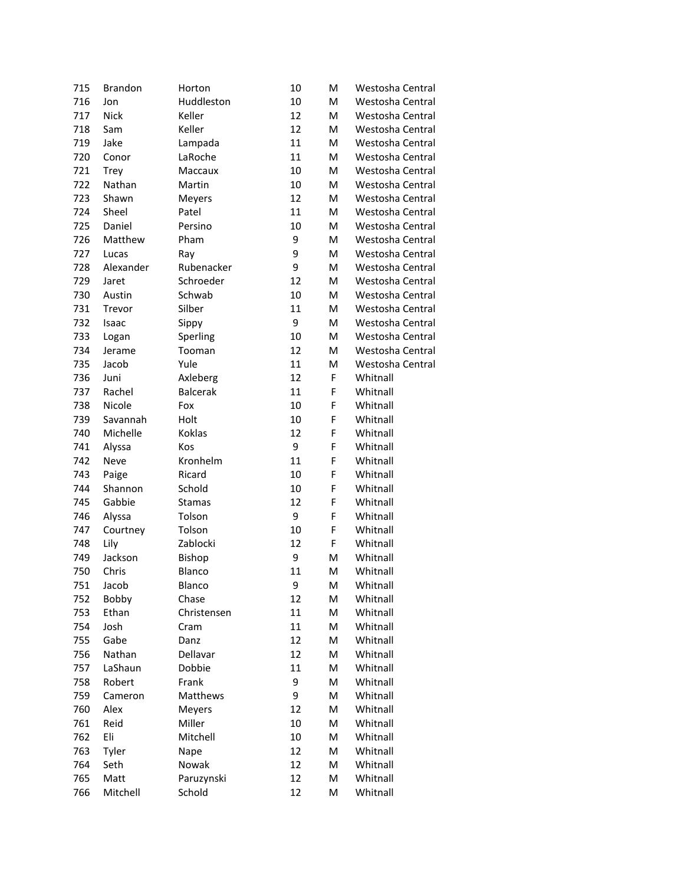| | | | | | |
|---|---|---|---|---|---|
| 715 | Brandon | Horton | 10 | M | Westosha Central |
| 716 | Jon | Huddleston | 10 | M | Westosha Central |
| 717 | Nick | Keller | 12 | M | Westosha Central |
| 718 | Sam | Keller | 12 | M | Westosha Central |
| 719 | Jake | Lampada | 11 | M | Westosha Central |
| 720 | Conor | LaRoche | 11 | M | Westosha Central |
| 721 | Trey | Maccaux | 10 | M | Westosha Central |
| 722 | Nathan | Martin | 10 | M | Westosha Central |
| 723 | Shawn | Meyers | 12 | M | Westosha Central |
| 724 | Sheel | Patel | 11 | M | Westosha Central |
| 725 | Daniel | Persino | 10 | M | Westosha Central |
| 726 | Matthew | Pham | 9 | M | Westosha Central |
| 727 | Lucas | Ray | 9 | M | Westosha Central |
| 728 | Alexander | Rubenacker | 9 | M | Westosha Central |
| 729 | Jaret | Schroeder | 12 | M | Westosha Central |
| 730 | Austin | Schwab | 10 | M | Westosha Central |
| 731 | Trevor | Silber | 11 | M | Westosha Central |
| 732 | Isaac | Sippy | 9 | M | Westosha Central |
| 733 | Logan | Sperling | 10 | M | Westosha Central |
| 734 | Jerame | Tooman | 12 | M | Westosha Central |
| 735 | Jacob | Yule | 11 | M | Westosha Central |
| 736 | Juni | Axleberg | 12 | F | Whitnall |
| 737 | Rachel | Balcerak | 11 | F | Whitnall |
| 738 | Nicole | Fox | 10 | F | Whitnall |
| 739 | Savannah | Holt | 10 | F | Whitnall |
| 740 | Michelle | Koklas | 12 | F | Whitnall |
| 741 | Alyssa | Kos | 9 | F | Whitnall |
| 742 | Neve | Kronhelm | 11 | F | Whitnall |
| 743 | Paige | Ricard | 10 | F | Whitnall |
| 744 | Shannon | Schold | 10 | F | Whitnall |
| 745 | Gabbie | Stamas | 12 | F | Whitnall |
| 746 | Alyssa | Tolson | 9 | F | Whitnall |
| 747 | Courtney | Tolson | 10 | F | Whitnall |
| 748 | Lily | Zablocki | 12 | F | Whitnall |
| 749 | Jackson | Bishop | 9 | M | Whitnall |
| 750 | Chris | Blanco | 11 | M | Whitnall |
| 751 | Jacob | Blanco | 9 | M | Whitnall |
| 752 | Bobby | Chase | 12 | M | Whitnall |
| 753 | Ethan | Christensen | 11 | M | Whitnall |
| 754 | Josh | Cram | 11 | M | Whitnall |
| 755 | Gabe | Danz | 12 | M | Whitnall |
| 756 | Nathan | Dellavar | 12 | M | Whitnall |
| 757 | LaShaun | Dobbie | 11 | M | Whitnall |
| 758 | Robert | Frank | 9 | M | Whitnall |
| 759 | Cameron | Matthews | 9 | M | Whitnall |
| 760 | Alex | Meyers | 12 | M | Whitnall |
| 761 | Reid | Miller | 10 | M | Whitnall |
| 762 | Eli | Mitchell | 10 | M | Whitnall |
| 763 | Tyler | Nape | 12 | M | Whitnall |
| 764 | Seth | Nowak | 12 | M | Whitnall |
| 765 | Matt | Paruzynski | 12 | M | Whitnall |
| 766 | Mitchell | Schold | 12 | M | Whitnall |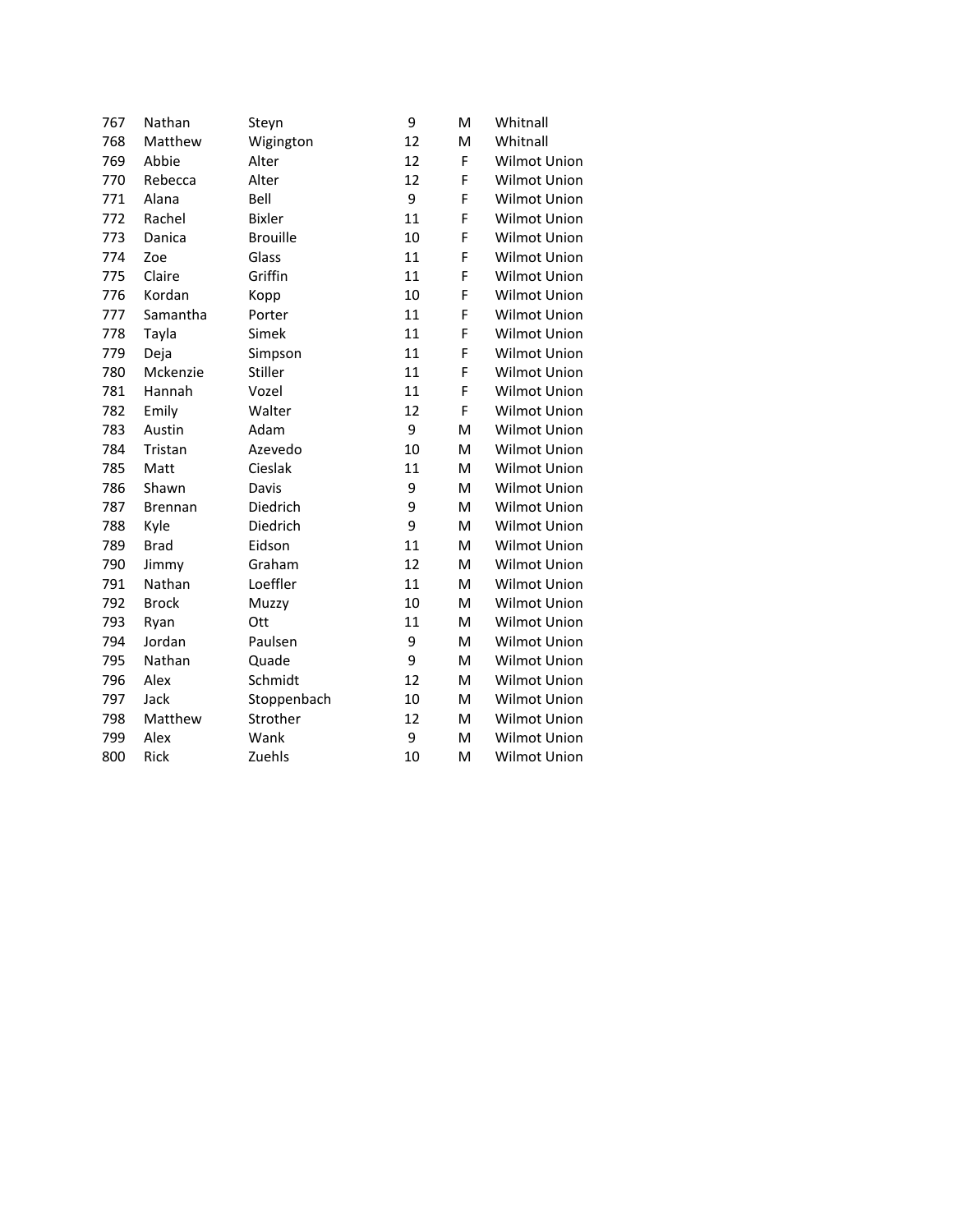| | | | | | |
|---|---|---|---|---|---|
| 767 | Nathan | Steyn | 9 | M | Whitnall |
| 768 | Matthew | Wigington | 12 | M | Whitnall |
| 769 | Abbie | Alter | 12 | F | Wilmot Union |
| 770 | Rebecca | Alter | 12 | F | Wilmot Union |
| 771 | Alana | Bell | 9 | F | Wilmot Union |
| 772 | Rachel | Bixler | 11 | F | Wilmot Union |
| 773 | Danica | Brouille | 10 | F | Wilmot Union |
| 774 | Zoe | Glass | 11 | F | Wilmot Union |
| 775 | Claire | Griffin | 11 | F | Wilmot Union |
| 776 | Kordan | Kopp | 10 | F | Wilmot Union |
| 777 | Samantha | Porter | 11 | F | Wilmot Union |
| 778 | Tayla | Simek | 11 | F | Wilmot Union |
| 779 | Deja | Simpson | 11 | F | Wilmot Union |
| 780 | Mckenzie | Stiller | 11 | F | Wilmot Union |
| 781 | Hannah | Vozel | 11 | F | Wilmot Union |
| 782 | Emily | Walter | 12 | F | Wilmot Union |
| 783 | Austin | Adam | 9 | M | Wilmot Union |
| 784 | Tristan | Azevedo | 10 | M | Wilmot Union |
| 785 | Matt | Cieslak | 11 | M | Wilmot Union |
| 786 | Shawn | Davis | 9 | M | Wilmot Union |
| 787 | Brennan | Diedrich | 9 | M | Wilmot Union |
| 788 | Kyle | Diedrich | 9 | M | Wilmot Union |
| 789 | Brad | Eidson | 11 | M | Wilmot Union |
| 790 | Jimmy | Graham | 12 | M | Wilmot Union |
| 791 | Nathan | Loeffler | 11 | M | Wilmot Union |
| 792 | Brock | Muzzy | 10 | M | Wilmot Union |
| 793 | Ryan | Ott | 11 | M | Wilmot Union |
| 794 | Jordan | Paulsen | 9 | M | Wilmot Union |
| 795 | Nathan | Quade | 9 | M | Wilmot Union |
| 796 | Alex | Schmidt | 12 | M | Wilmot Union |
| 797 | Jack | Stoppenbach | 10 | M | Wilmot Union |
| 798 | Matthew | Strother | 12 | M | Wilmot Union |
| 799 | Alex | Wank | 9 | M | Wilmot Union |
| 800 | Rick | Zuehls | 10 | M | Wilmot Union |